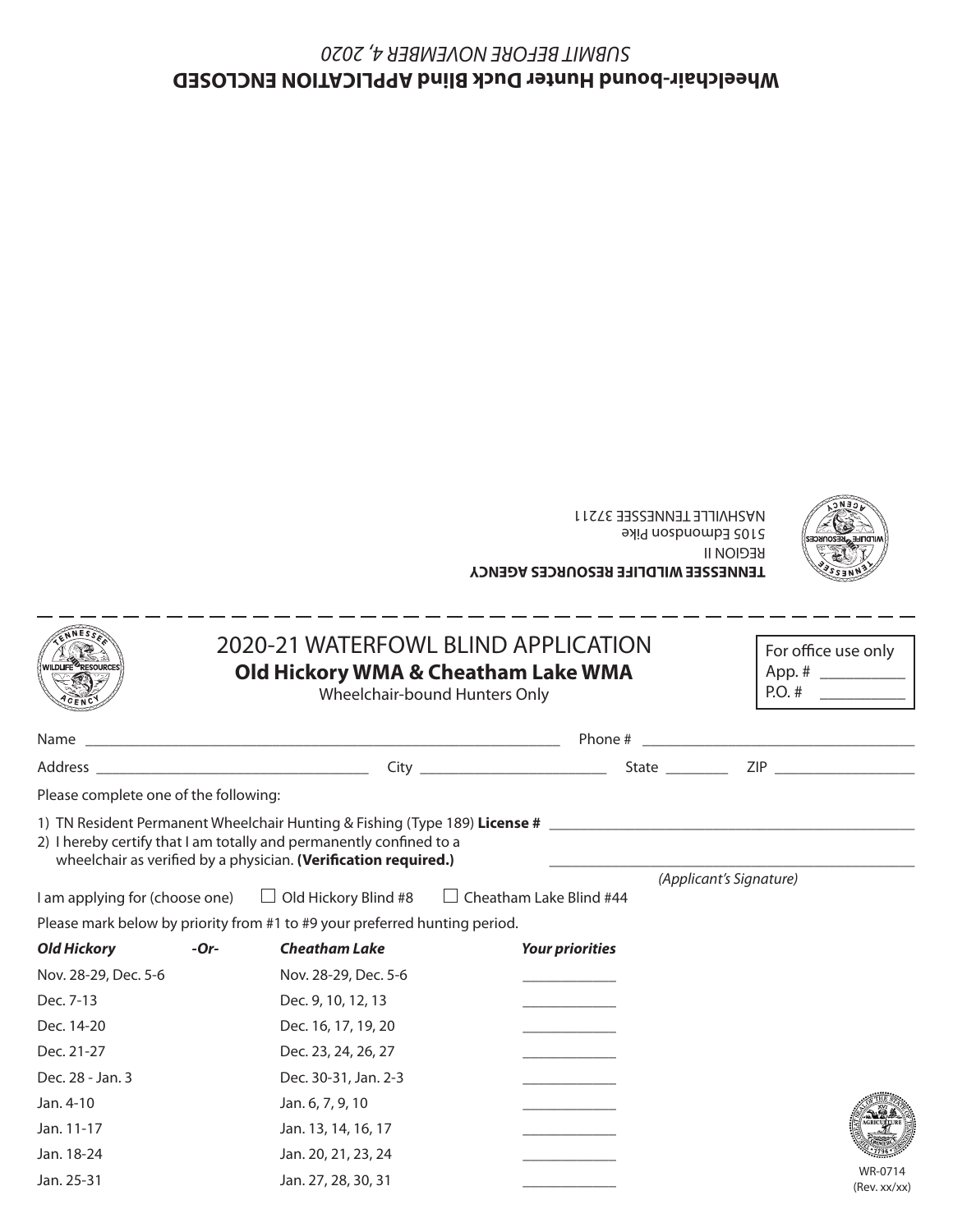**Wheelchair-bound Hunter Duck Blind APPLICATION ENCLOSED**

*SUBMIT BEFORE NOVEMBER 4, 2020*

**TENNESSEE WILDLIFE RESOURCES AGENCY**
REGION II
5105 Edmondson Pike
NASHVILLE TENNESSEE 37211

---

# 2020-21 WATERFOWL BLIND APPLICATION

## Old Hickory WMA & Cheatham Lake WMA

Wheelchair-bound Hunters Only

For office use only
App. # ___________
P.O. # ___________

Name ______________________________ Phone # ______________________

Address ______________________ City __________________ State ________ ZIP ______________

Please complete one of the following:

1) TN Resident Permanent Wheelchair Hunting & Fishing (Type 189) **License #** ______________________
2) I hereby certify that I am totally and permanently confined to a wheelchair as verified by a physician. **(Verification required.)**

______________________________
*(Applicant's Signature)*

I am applying for (choose one) ☐ Old Hickory Blind #8 ☐ Cheatham Lake Blind #44

Please mark below by priority from #1 to #9 your preferred hunting period.

| *Old Hickory* | *-Or-* | *Cheatham Lake* | *Your priorities* |
|---|---|---|---|
| Nov. 28-29, Dec. 5-6 | | Nov. 28-29, Dec. 5-6 | ____________ |
| Dec. 7-13 | | Dec. 9, 10, 12, 13 | ____________ |
| Dec. 14-20 | | Dec. 16, 17, 19, 20 | ____________ |
| Dec. 21-27 | | Dec. 23, 24, 26, 27 | ____________ |
| Dec. 28 - Jan. 3 | | Dec. 30-31, Jan. 2-3 | ____________ |
| Jan. 4-10 | | Jan. 6, 7, 9, 10 | ____________ |
| Jan. 11-17 | | Jan. 13, 14, 16, 17 | ____________ |
| Jan. 18-24 | | Jan. 20, 21, 23, 24 | ____________ |
| Jan. 25-31 | | Jan. 27, 28, 30, 31 | ____________ |

WR-0714
(Rev. xx/xx)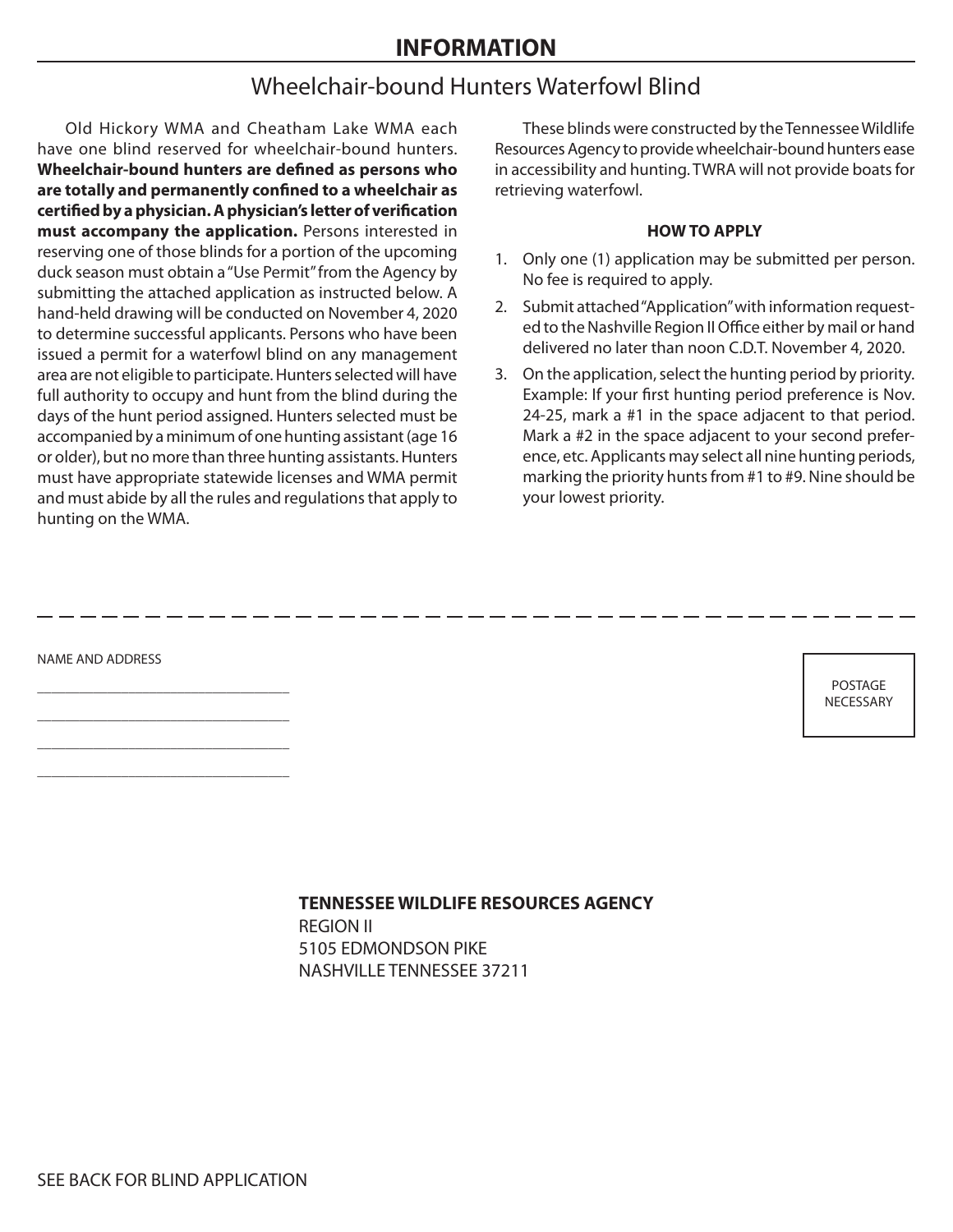# INFORMATION

## Wheelchair-bound Hunters Waterfowl Blind

Old Hickory WMA and Cheatham Lake WMA each have one blind reserved for wheelchair-bound hunters. **Wheelchair-bound hunters are defined as persons who are totally and permanently confined to a wheelchair as certified by a physician. A physician's letter of verification must accompany the application.** Persons interested in reserving one of those blinds for a portion of the upcoming duck season must obtain a "Use Permit" from the Agency by submitting the attached application as instructed below. A hand-held drawing will be conducted on November 4, 2020 to determine successful applicants. Persons who have been issued a permit for a waterfowl blind on any management area are not eligible to participate. Hunters selected will have full authority to occupy and hunt from the blind during the days of the hunt period assigned. Hunters selected must be accompanied by a minimum of one hunting assistant (age 16 or older), but no more than three hunting assistants. Hunters must have appropriate statewide licenses and WMA permit and must abide by all the rules and regulations that apply to hunting on the WMA.

These blinds were constructed by the Tennessee Wildlife Resources Agency to provide wheelchair-bound hunters ease in accessibility and hunting. TWRA will not provide boats for retrieving waterfowl.

**HOW TO APPLY**

1. Only one (1) application may be submitted per person. No fee is required to apply.
2. Submit attached "Application" with information requested to the Nashville Region II Office either by mail or hand delivered no later than noon C.D.T. November 4, 2020.
3. On the application, select the hunting period by priority. Example: If your first hunting period preference is Nov. 24-25, mark a #1 in the space adjacent to that period. Mark a #2 in the space adjacent to your second preference, etc. Applicants may select all nine hunting periods, marking the priority hunts from #1 to #9. Nine should be your lowest priority.

---

NAME AND ADDRESS

\_\_\_\_\_\_\_\_\_\_\_\_\_\_\_\_\_\_\_\_\_\_\_\_\_\_\_\_\_\_\_\_

\_\_\_\_\_\_\_\_\_\_\_\_\_\_\_\_\_\_\_\_\_\_\_\_\_\_\_\_\_\_\_\_

\_\_\_\_\_\_\_\_\_\_\_\_\_\_\_\_\_\_\_\_\_\_\_\_\_\_\_\_\_\_\_\_

\_\_\_\_\_\_\_\_\_\_\_\_\_\_\_\_\_\_\_\_\_\_\_\_\_\_\_\_\_\_\_\_

POSTAGE NECESSARY

**TENNESSEE WILDLIFE RESOURCES AGENCY**
REGION II
5105 EDMONDSON PIKE
NASHVILLE TENNESSEE 37211

SEE BACK FOR BLIND APPLICATION